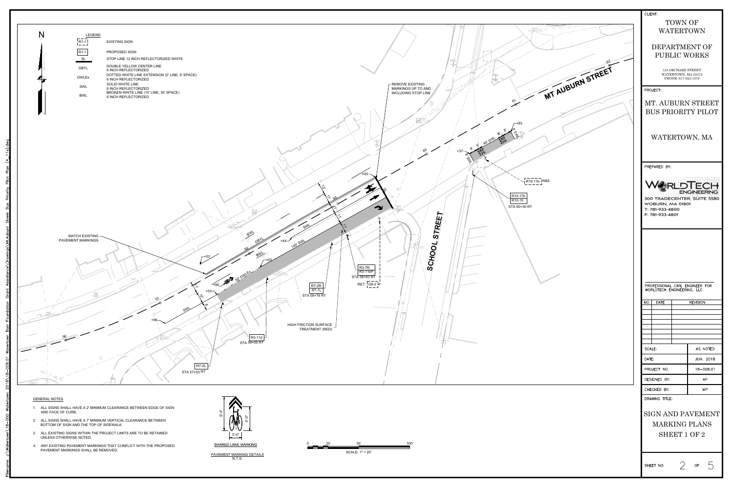# SIGN AND PAVEMENT MARKING PLANS
## SHEET 1 OF 2

**CLIENT:**

TOWN OF WATERTOWN

DEPARTMENT OF PUBLIC WORKS

124 ORCHARD STREET
WATERTOWN, MA 02472
PHONE: 617-924-1379

**PROJECT:**

MT. AUBURN STREET BUS PRIORITY PILOT

WATERTOWN, MA

**PREPARED BY:**

WORLDTECH ENGINEERING
300 TRADECENTER, SUITE 5580
WOBURN, MA 01801
T: 781-933-4800
F: 781-933-4801

PROFESSIONAL CIVIL ENGINEER FOR WORLDTECH ENGINEERING, LLC

| NO. | DATE | REVISION |
|---|---|---|
| | | |

| | |
|---|---|
| SCALE: | AS NOTED |
| DATE: | JUN. 2018 |
| PROJECT NO. | 18-008.01 |
| DESIGNED BY: | AP |
| CHECKED BY: | MP |

DRAWING TITLE: SIGN AND PAVEMENT MARKING PLANS SHEET 1 OF 2

SHEET NO. 2 OF 5

### LEGEND

| Symbol | Description |
|---|---|
| R1-1 (dashed) | EXISTING SIGN |
| R1-1 | PROPOSED SIGN |
| SL | STOP LINE 12 INCH REFLECTORIZED WHITE |
| DBYL | DOUBLE YELLOW CENTER LINE 6 INCH REFLECTORIZED |
| DWLEx | DOTTED WHITE LINE EXTENSION (2' LINE, 6' SPACE) 6 INCH REFLECTORIZED |
| SWL | SOLID WHITE LINE 6 INCH REFLECTORIZED |
| BWL | BROKEN WHITE LINE (10' LINE, 30' SPACE) 6 INCH REFLECTORIZED |

### Plan Annotations

- MT AUBURN STREET
- SCHOOL STREET
- MATCH EXISTING PAVEMENT MARKINGS
- REMOVE EXISTING MARKINGS UP TO AND INCLUDING STOP LINE
- HIGH FRICTION SURFACE TREATMENT (RED)
- 140' SWL; 50' DWLEx; 46' SWL; BWL; DBYL; SWL; SL
- R7-2L STA 57+53 RT
- R3-11d STA 58+05 RT
- R7-2R / R7-1L STA 58+76 RT
- R3-7R / R3-11bP STA 58+93 RT
- RET. D9-2
- R10-17b / R10-15 STA 60+30 RT
- R10-11b IR&S
- BUS

### GENERAL NOTES

1. ALL SIGNS SHALL HAVE A 2' MINIMUM CLEARANCE BETWEEN EDGE OF SIGN AND FACE OF CURB.
2. ALL SIGNS SHALL HAVE A 7' MINIMUM VERTICAL CLEARANCE BETWEEN BOTTOM OF SIGN AND THE TOP OF SIDEWALK.
3. ALL EXISTING SIGNS WITHIN THE PROJECT LIMITS ARE TO BE RETAINED UNLESS OTHERWISE NOTED.
4. ANY EXISTING PAVEMENT MARKINGS THAT CONFLICT WITH THE PROPOSED PAVEMENT MARKINGS SHALL BE REMOVED.

SHARED LANE MARKING (9'-4", 6'-0", 3'-4")

PAVEMENT MARKING DETAILS
N.T.S.

SCALE: 1" = 20'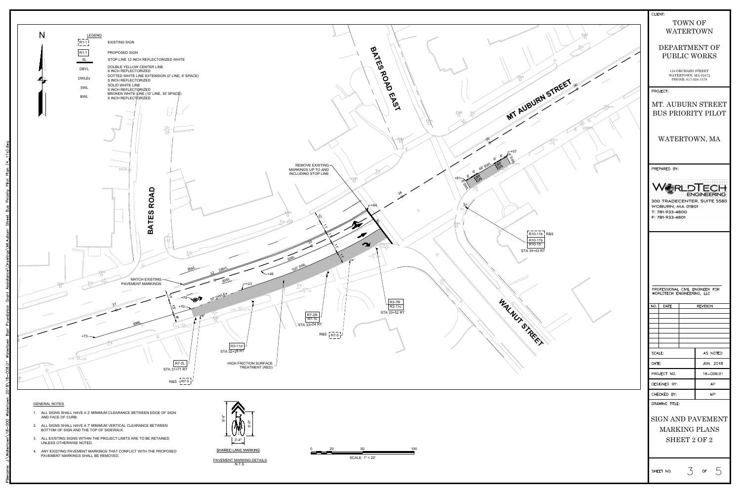# SIGN AND PAVEMENT MARKING PLANS SHEET 2 OF 2

**CLIENT:** TOWN OF WATERTOWN

DEPARTMENT OF PUBLIC WORKS

124 ORCHARD STREET
WATERTOWN, MA 02472
PHONE: 617-924-1379

**PROJECT:** MT. AUBURN STREET BUS PRIORITY PILOT

WATERTOWN, MA

**PREPARED BY:** WORLDTECH ENGINEERING

300 TRADECENTER, SUITE 5580
WOBURN, MA 01801
T: 781-933-4800
F: 781-933-4801

PROFESSIONAL CIVIL ENGINEER FOR WORLDTECH ENGINEERING, LLC

| NO. | DATE | REVISION |
|---|---|---|
| | | |

| | |
|---|---|
| SCALE: | AS NOTED |
| DATE: | JUN. 2018 |
| PROJECT NO. | 18-008.01 |
| DESIGNED BY: | AP |
| CHECKED BY: | MP |

DRAWING TITLE: SIGN AND PAVEMENT MARKING PLANS SHEET 2 OF 2

SHEET NO. 3 OF 5

## LEGEND

| Symbol | Description |
|---|---|
| R1-1 (dashed) | EXISTING SIGN |
| R1-1 | PROPOSED SIGN |
| SL | STOP LINE 12 INCH REFLECTORIZED WHITE |
| DBYL | DOUBLE YELLOW CENTER LINE 6 INCH REFLECTORIZED |
| DWLEx | DOTTED WHITE LINE EXTENSION (2' LINE, 6' SPACE) 6 INCH REFLECTORIZED |
| SWL | SOLID WHITE LINE 6 INCH REFLECTORIZED |
| BWL | BROKEN WHITE LINE (10' LINE, 30' SPACE) 6 INCH REFLECTORIZED |

## Plan Labels

MT AUBURN STREET; BATES ROAD; BATES ROAD EAST; WALNUT STREET

- REMOVE EXISTING MARKINGS UP TO AND INCLUDING STOP LINE
- MATCH EXISTING PAVEMENT MARKINGS
- HIGH FRICTION SURFACE TREATMENT (RED)
- R10-11b R&S; R10-17b; R10-15 — STA 34+43 RT
- R3-7R; R3-11c — STA 33+52 RT
- R7-2R; R7-1L — STA 33+04 RT
- R&S R7-5
- R3-11d — STA 32+28 RT
- R7-2L — STA 31+71 RT
- R&S R7-5
- 150' SWL; 50' DWLEx; 46' SWL; BUS; 32 DBYL; BWL; SWL

## GENERAL NOTES

1. ALL SIGNS SHALL HAVE A 2' MINIMUM CLEARANCE BETWEEN EDGE OF SIGN AND FACE OF CURB.
2. ALL SIGNS SHALL HAVE A 7' MINIMUM VERTICAL CLEARANCE BETWEEN BOTTOM OF SIGN AND THE TOP OF SIDEWALK.
3. ALL EXISTING SIGNS WITHIN THE PROJECT LIMITS ARE TO BE RETAINED UNLESS OTHERWISE NOTED.
4. ANY EXISTING PAVEMENT MARKINGS THAT CONFLICT WITH THE PROPOSED PAVEMENT MARKINGS SHALL BE REMOVED.

SHARED LANE MARKING (9'-4", 6'-0", 3'-4")

PAVEMENT MARKING DETAILS
N.T.S.

SCALE: 1" = 20'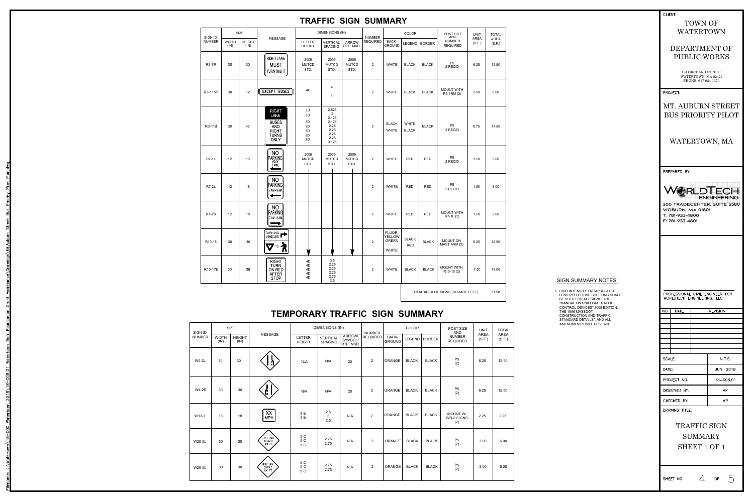# TRAFFIC SIGN SUMMARY

| SIGN ID NUMBER | SIZE | | MESSAGE | DIMENSIONS (IN) | | | NUMBER REQUIRED | COLOR | | | POST SIZE AND NUMBER REQUIRED | UNIT AREA (S.F.) | TOTAL AREA (S.F.) |
|---|---|---|---|---|---|---|---|---|---|---|---|---|---|
| | WIDTH (IN) | HEIGHT (IN) | | LETTER HEIGHT | VERTICAL SPACING | ARROW/ RTE. MKR. | | BACK-GROUND | LEGEND | BORDER | | | |
| R3-7R | 30 | 30 | RIGHT LANE MUST TURN RIGHT | 2009 MUTCD STD. | 2009 MUTCD STD. | 2009 MUTCD STD. | 2 | WHITE | BLACK | BLACK | P5 2 REQ'D | 6.25 | 12.50 |
| R3-11bP | 30 | 12 | EXCEPT BUSES | 4C | 4 4 | | 2 | WHITE | BLACK | BLACK | MOUNT WITH R3-7RM (2) | 2.50 | 5.00 |
| R3-11d | 30 | 42 | RIGHT LANE BUSES AND RIGHT TURNS ONLY | 3D 3D 3D 3D 3D 3D 3D | 2.625 2 2.125 2.125 2.25 2.25 2.25 2.25 3.125 | | 2 | BLACK WHITE | WHITE BLACK | BLACK | P5 2 REQ'D | 8.75 | 17.50 |
| R7-1L | 12 | 18 | NO PARKING ANY TIME | 2009 MUTCD STD. | 2009 MUTCD STD. | 2009 MUTCD STD. | 2 | WHITE | RED | RED | P5 2 REQ'D | 1.50 | 3.00 |
| R7-2L | 12 | 18 | NO PARKING 7 AM - 9 AM | | | | 2 | WHITE | RED | RED | P5 2 REQ'D | 1.50 | 3.00 |
| R7-2R | 12 | 18 | NO PARKING 7 AM - 9 AM | | | | 2 | WHITE | RED | RED | MOUNT WITH R7-1L (2) | 1.50 | 3.00 |
| R10-15 | 30 | 30 | TURNING VEHICLES TO | | | | 2 | FLUOR. YELLOW GREEN WHITE | BLACK RED | BLACK | MOUNT ON MAST ARM (2) | 6.25 | 12.50 |
| R10-17b | 30 | 36 | RIGHT TURN ON RED AFTER STOP | 4D 4D 4D 4D 4D | 3.5 2.25 2.25 2.25 2.25 3.5 | | 2 | WHITE | BLACK | BLACK | MOUNT WITH R10-15 (2) | 7.50 | 15.00 |
| | | | | | | | | TOTAL AREA OF SIGNS (SQUARE FEET) | | | | | 71.50 |

# TEMPORARY TRAFFIC SIGN SUMMARY

| SIGN ID NUMBER | SIZE | | MESSAGE | DIMENSIONS (IN) | | | NUMBER REQUIRED | COLOR | | | POST SIZE AND NUMBER REQUIRED | UNIT AREA (S.F.) | TOTAL AREA (S.F.) |
|---|---|---|---|---|---|---|---|---|---|---|---|---|---|
| | WIDTH (IN) | HEIGHT (IN) | | LETTER HEIGHT | VERTICAL SPACING | ARROW/ SYMBOL/ RTE. MKR. | | BACK-GROUND | LEGEND | BORDER | | | |
| W4-2L | 30 | 30 | | N/A | N/A | 20 | 2 | ORANGE | BLACK | BLACK | P5 (2) | 6.25 | 12.50 |
| W4-2R | 30 | 30 | | N/A | N/A | 20 | 2 | ORANGE | BLACK | BLACK | P5 (2) | 6.25 | 12.50 |
| W13-1 | 18 | 18 | XX MPH | 8 E 3 E | 2.5 2 2.5 | N/A | 2 | ORANGE | BLACK | BLACK | MOUNT W/ WR-2 SIGNS (2) | 2.25 | 2.25 |
| W20-5L | 30 | 30 | LEFT LANE CLOSED XX FT | 5 C 5 C 5 C | 2.75 2.75 | N/A | 2 | ORANGE | BLACK | BLACK | P5 (2) | 3.00 | 6.00 |
| W20-5L | 30 | 30 | RIGHT LANE CLOSED XX FT | 5 C 5 C 5 C | 2.75 2.75 | N/A | 2 | ORANGE | BLACK | BLACK | P5 (2) | 3.00 | 6.00 |

SIGN SUMMARY NOTES:

1. HIGH INTENSITY ENCAPSULATED LENS REFLECTIVE SHEETING SHALL BE USED FOR ALL SIGNS. THE "MANUAL ON UNIFORM TRAFFIC CONTROL DEVICES" 2009 EDITION, THE 1996 MASSDOT CONSTRUCTION AND TRAFFIC STANDARD DETAILS", AND ALL AMENDMENTS WILL GOVERN.

CLIENT:

TOWN OF WATERTOWN

DEPARTMENT OF PUBLIC WORKS

124 ORCHARD STREET
WATERTOWN, MA 02472
PHONE: 617-924-1379

PROJECT:

MT. AUBURN STREET BUS PRIORITY PILOT

WATERTOWN, MA

PREPARED BY:

WORLDTECH ENGINEERING
300 TRADECENTER, SUITE 5580
WOBURN, MA 01801
T: 781-933-4800
F: 781-933-4801

PROFESSIONAL CIVIL ENGINEER FOR WORLDTECH ENGINEERING, LLC

| NO. | DATE | REVISION |
|---|---|---|
| | | |

| | |
|---|---|
| SCALE: | N.T.S. |
| DATE: | JUN. 2018 |
| PROJECT NO. | 18-008.01 |
| DESIGNED BY: | AP |
| CHECKED BY: | MP |

DRAWING TITLE:

TRAFFIC SIGN SUMMARY SHEET 1 OF 1

SHEET NO. 4 OF 5

Filename: J:\Watertown\18-000 Watertown 2018\18-008.01 Watertown Barr Foundation Grant Assistance\Drawings\Mt Auburn Street Bus Priority Pilot Plan.dwg